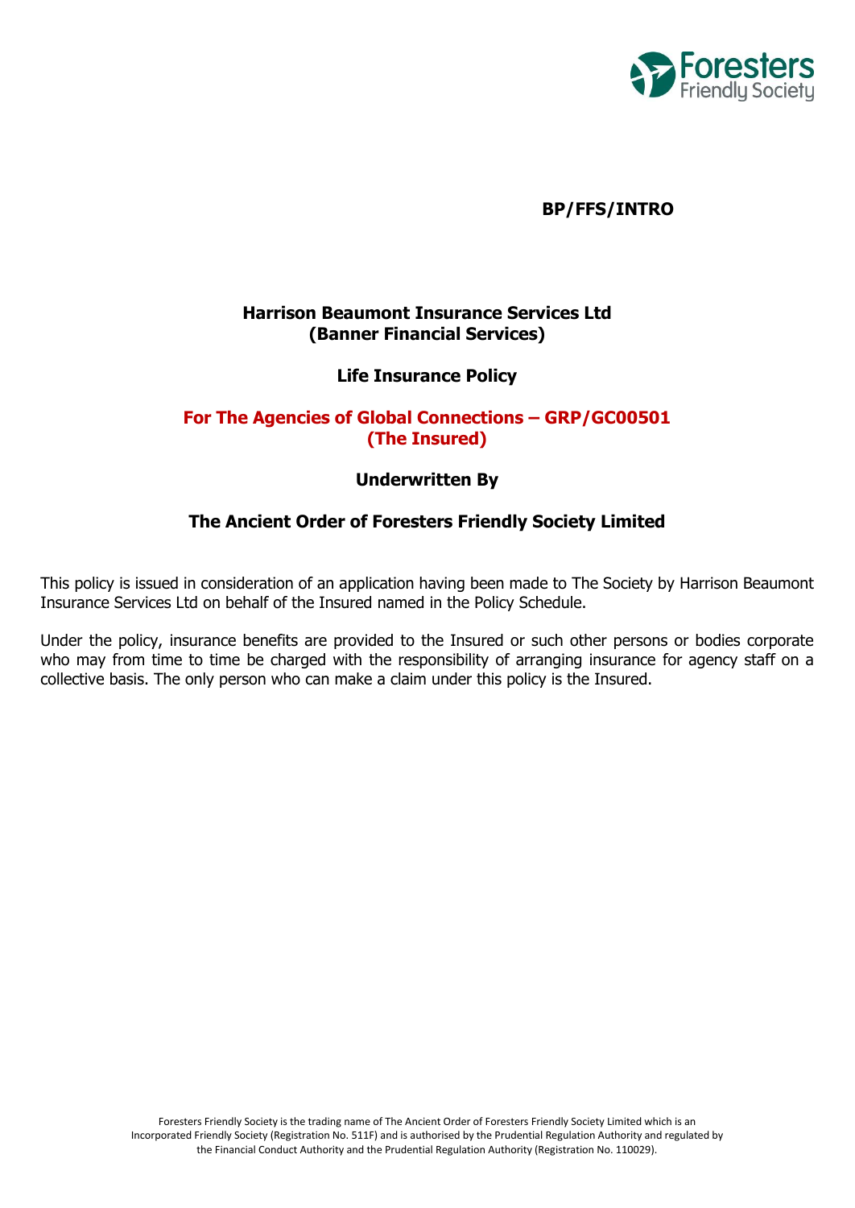**BP/FFS/INTRO**

## Harrison Beaumont Insurance Services Ltd (Banner Financial Services)

## Life Insurance Policy

## For The Agencies of Global Connections – GRP/GC00501 (The Insured)

## Underwritten By

## The Ancient Order of Foresters Friendly Society Limited

This policy is issued in consideration of an application having been made to The Society by Harrison Beaumont Insurance Services Ltd on behalf of the Insured named in the Policy Schedule.

Under the policy, insurance benefits are provided to the Insured or such other persons or bodies corporate who may from time to time be charged with the responsibility of arranging insurance for agency staff on a collective basis. The only person who can make a claim under this policy is the Insured.

Foresters Friendly Society is the trading name of The Ancient Order of Foresters Friendly Society Limited which is an Incorporated Friendly Society (Registration No. 511F) and is authorised by the Prudential Regulation Authority and regulated by the Financial Conduct Authority and the Prudential Regulation Authority (Registration No. 110029).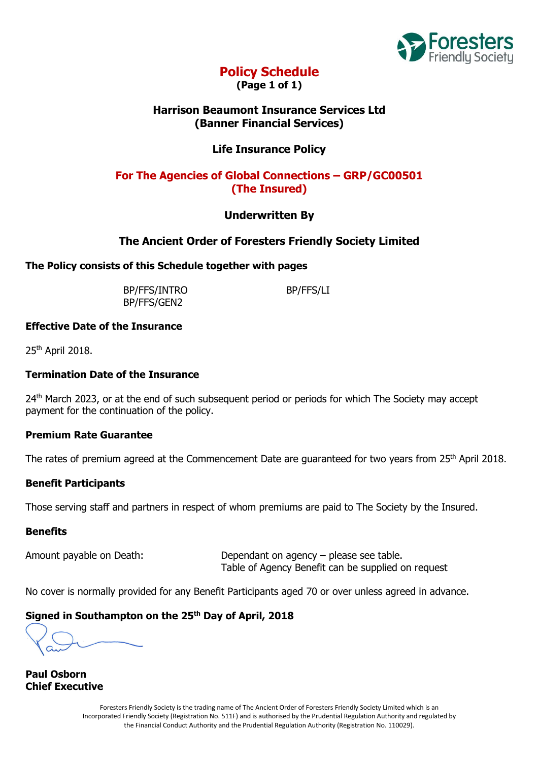# Policy Schedule

**(Page 1 of 1)**

## Harrison Beaumont Insurance Services Ltd
## (Banner Financial Services)

## Life Insurance Policy

## For The Agencies of Global Connections – GRP/GC00501
## (The Insured)

## Underwritten By

## The Ancient Order of Foresters Friendly Society Limited

**The Policy consists of this Schedule together with pages**

BP/FFS/INTRO
BP/FFS/LI
BP/FFS/GEN2

**Effective Date of the Insurance**

25th April 2018.

**Termination Date of the Insurance**

24th March 2023, or at the end of such subsequent period or periods for which The Society may accept payment for the continuation of the policy.

**Premium Rate Guarantee**

The rates of premium agreed at the Commencement Date are guaranteed for two years from 25th April 2018.

**Benefit Participants**

Those serving staff and partners in respect of whom premiums are paid to The Society by the Insured.

**Benefits**

Amount payable on Death: Dependant on agency – please see table.
Table of Agency Benefit can be supplied on request

No cover is normally provided for any Benefit Participants aged 70 or over unless agreed in advance.

**Signed in Southampton on the 25th Day of April, 2018**

**Paul Osborn**
**Chief Executive**

Foresters Friendly Society is the trading name of The Ancient Order of Foresters Friendly Society Limited which is an Incorporated Friendly Society (Registration No. 511F) and is authorised by the Prudential Regulation Authority and regulated by the Financial Conduct Authority and the Prudential Regulation Authority (Registration No. 110029).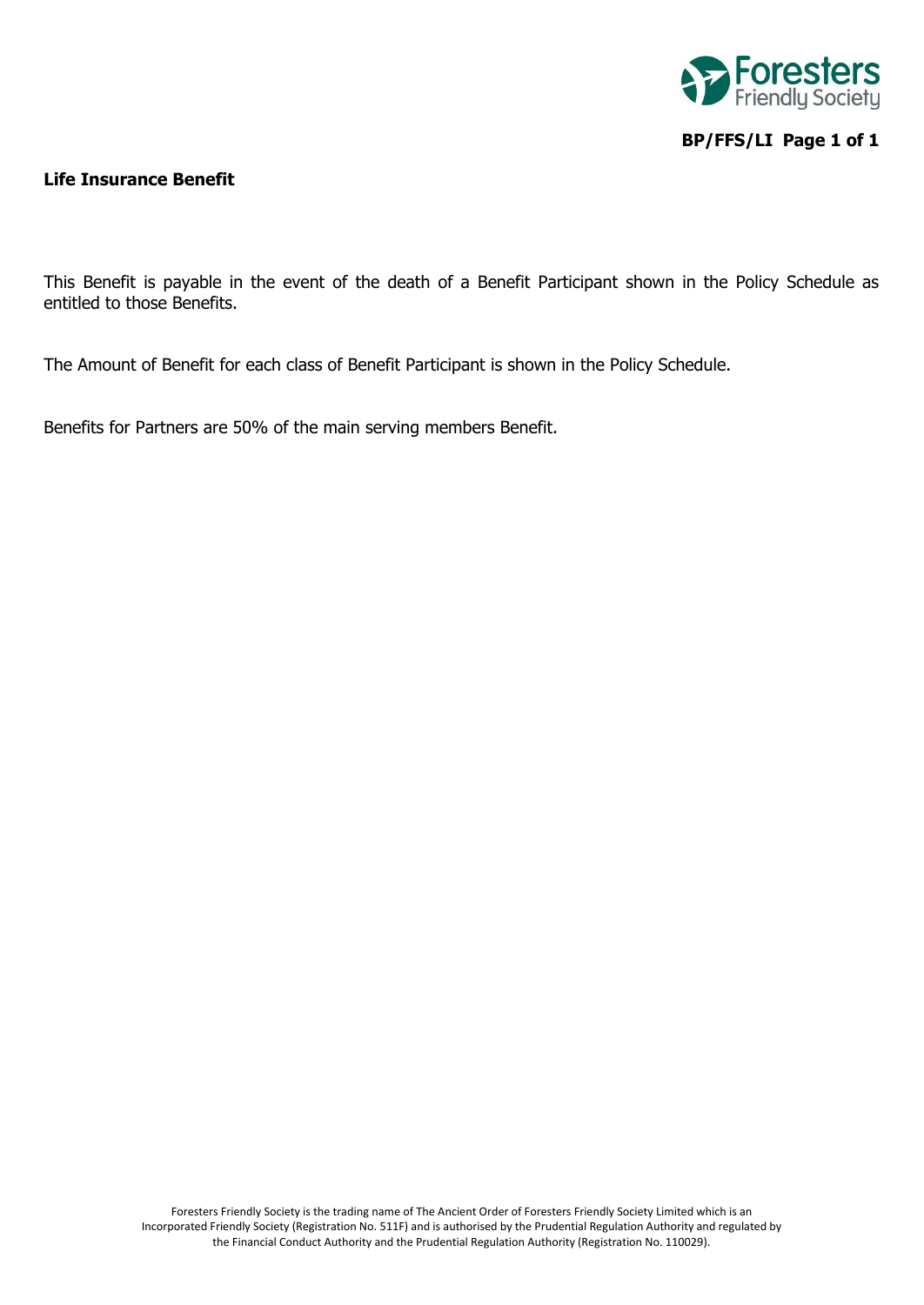## Life Insurance Benefit

This Benefit is payable in the event of the death of a Benefit Participant shown in the Policy Schedule as entitled to those Benefits.

The Amount of Benefit for each class of Benefit Participant is shown in the Policy Schedule.

Benefits for Partners are 50% of the main serving members Benefit.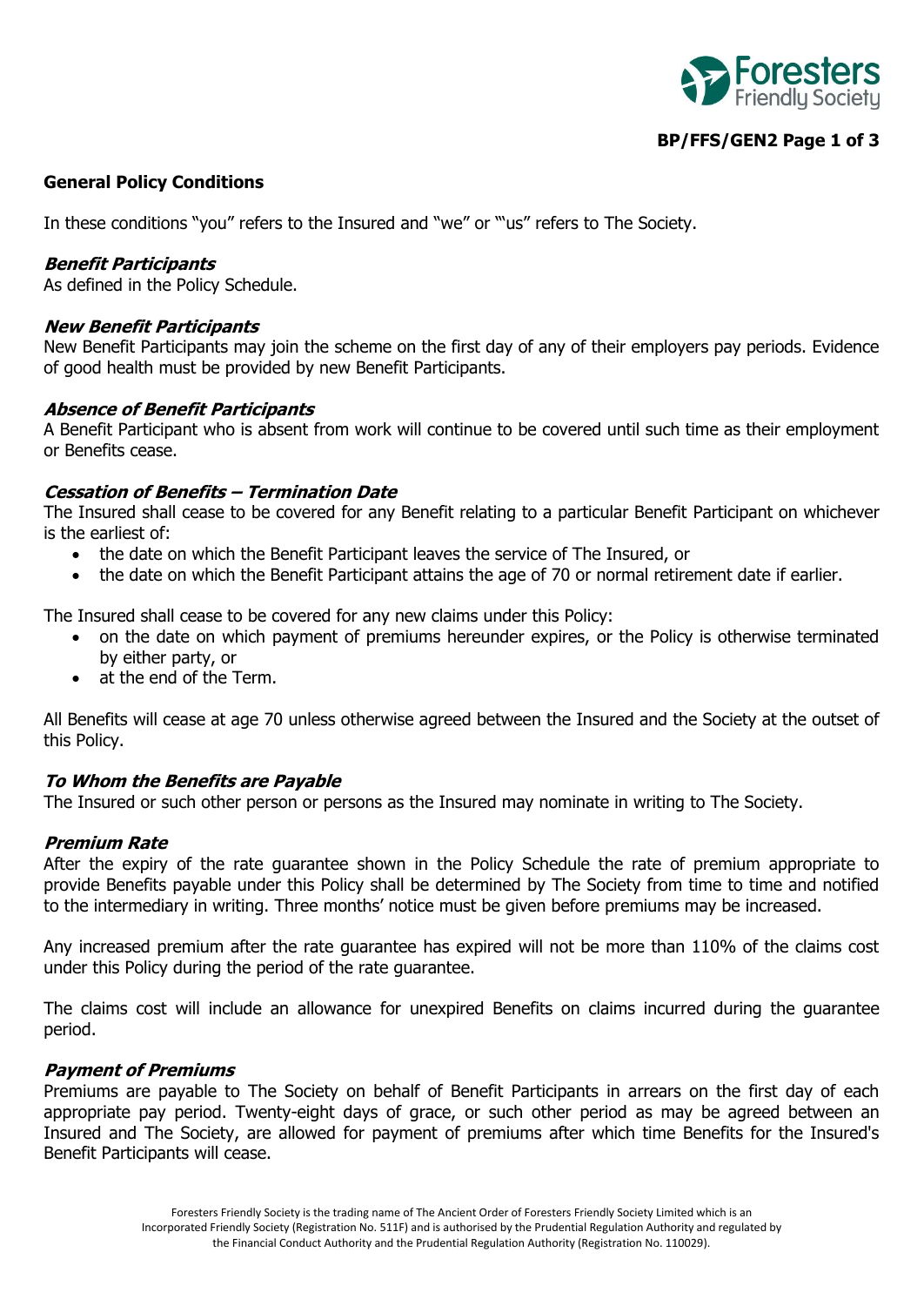**General Policy Conditions**

In these conditions "you" refers to the Insured and "we" or "'us" refers to The Society.

***Benefit Participants***
As defined in the Policy Schedule.

***New Benefit Participants***
New Benefit Participants may join the scheme on the first day of any of their employers pay periods. Evidence of good health must be provided by new Benefit Participants.

***Absence of Benefit Participants***
A Benefit Participant who is absent from work will continue to be covered until such time as their employment or Benefits cease.

***Cessation of Benefits – Termination Date***
The Insured shall cease to be covered for any Benefit relating to a particular Benefit Participant on whichever is the earliest of:

- the date on which the Benefit Participant leaves the service of The Insured, or
- the date on which the Benefit Participant attains the age of 70 or normal retirement date if earlier.

The Insured shall cease to be covered for any new claims under this Policy:

- on the date on which payment of premiums hereunder expires, or the Policy is otherwise terminated by either party, or
- at the end of the Term.

All Benefits will cease at age 70 unless otherwise agreed between the Insured and the Society at the outset of this Policy.

***To Whom the Benefits are Payable***
The Insured or such other person or persons as the Insured may nominate in writing to The Society.

***Premium Rate***
After the expiry of the rate guarantee shown in the Policy Schedule the rate of premium appropriate to provide Benefits payable under this Policy shall be determined by The Society from time to time and notified to the intermediary in writing. Three months' notice must be given before premiums may be increased.

Any increased premium after the rate guarantee has expired will not be more than 110% of the claims cost under this Policy during the period of the rate guarantee.

The claims cost will include an allowance for unexpired Benefits on claims incurred during the guarantee period.

***Payment of Premiums***
Premiums are payable to The Society on behalf of Benefit Participants in arrears on the first day of each appropriate pay period. Twenty-eight days of grace, or such other period as may be agreed between an Insured and The Society, are allowed for payment of premiums after which time Benefits for the Insured's Benefit Participants will cease.

Foresters Friendly Society is the trading name of The Ancient Order of Foresters Friendly Society Limited which is an Incorporated Friendly Society (Registration No. 511F) and is authorised by the Prudential Regulation Authority and regulated by the Financial Conduct Authority and the Prudential Regulation Authority (Registration No. 110029).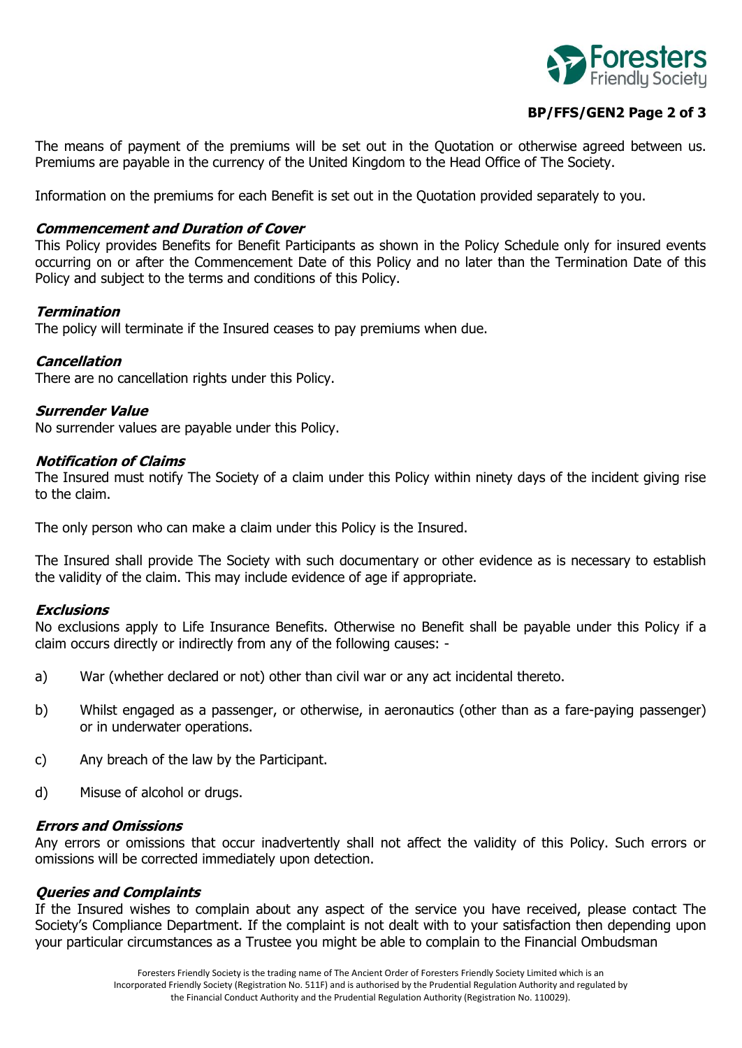The means of payment of the premiums will be set out in the Quotation or otherwise agreed between us. Premiums are payable in the currency of the United Kingdom to the Head Office of The Society.

Information on the premiums for each Benefit is set out in the Quotation provided separately to you.

### *Commencement and Duration of Cover*

This Policy provides Benefits for Benefit Participants as shown in the Policy Schedule only for insured events occurring on or after the Commencement Date of this Policy and no later than the Termination Date of this Policy and subject to the terms and conditions of this Policy.

### *Termination*

The policy will terminate if the Insured ceases to pay premiums when due.

### *Cancellation*

There are no cancellation rights under this Policy.

### *Surrender Value*

No surrender values are payable under this Policy.

### *Notification of Claims*

The Insured must notify The Society of a claim under this Policy within ninety days of the incident giving rise to the claim.

The only person who can make a claim under this Policy is the Insured.

The Insured shall provide The Society with such documentary or other evidence as is necessary to establish the validity of the claim. This may include evidence of age if appropriate.

### *Exclusions*

No exclusions apply to Life Insurance Benefits. Otherwise no Benefit shall be payable under this Policy if a claim occurs directly or indirectly from any of the following causes: -

a) War (whether declared or not) other than civil war or any act incidental thereto.

b) Whilst engaged as a passenger, or otherwise, in aeronautics (other than as a fare-paying passenger) or in underwater operations.

c) Any breach of the law by the Participant.

d) Misuse of alcohol or drugs.

### *Errors and Omissions*

Any errors or omissions that occur inadvertently shall not affect the validity of this Policy. Such errors or omissions will be corrected immediately upon detection.

### *Queries and Complaints*

If the Insured wishes to complain about any aspect of the service you have received, please contact The Society's Compliance Department. If the complaint is not dealt with to your satisfaction then depending upon your particular circumstances as a Trustee you might be able to complain to the Financial Ombudsman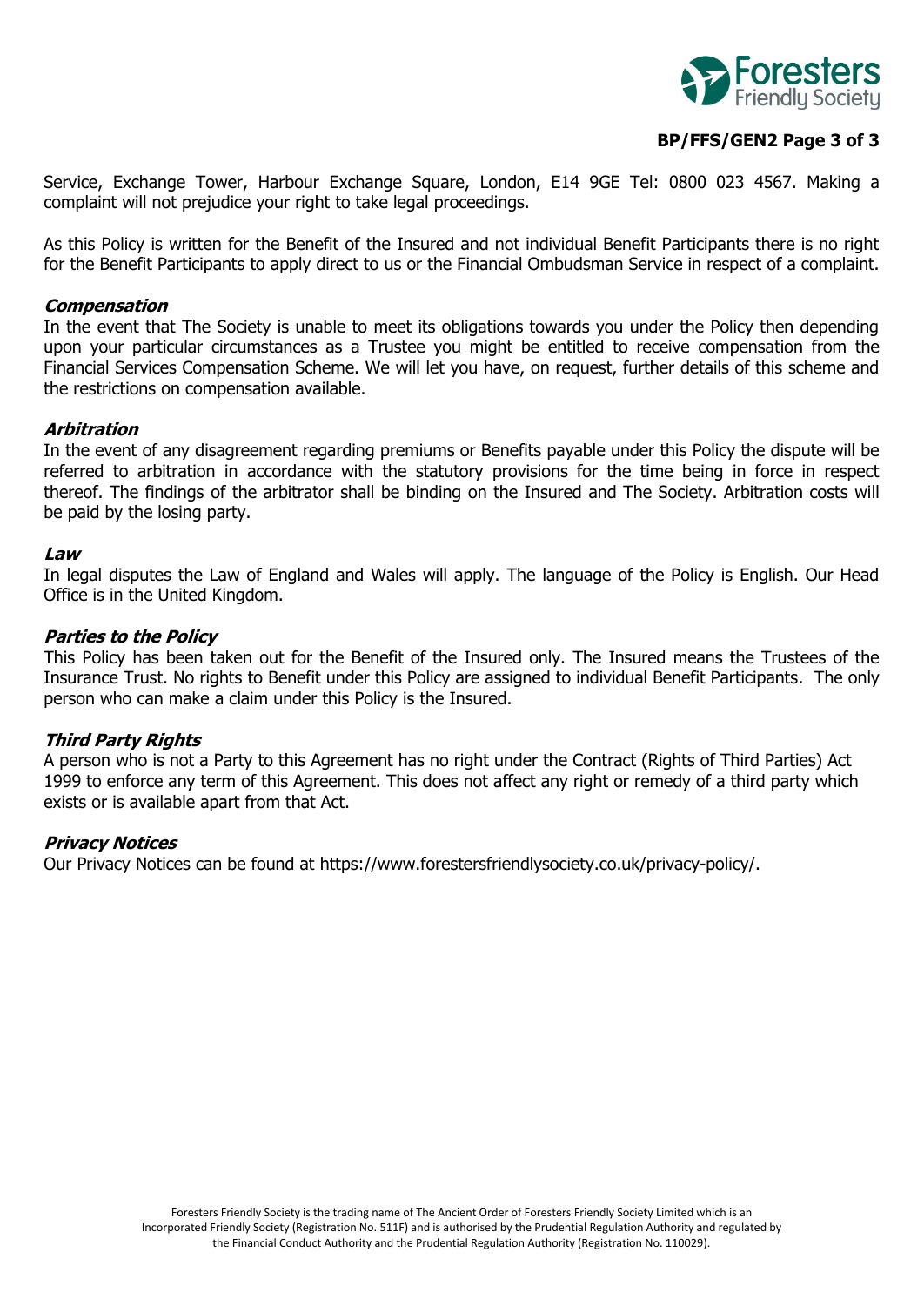Service, Exchange Tower, Harbour Exchange Square, London, E14 9GE Tel: 0800 023 4567. Making a complaint will not prejudice your right to take legal proceedings.

As this Policy is written for the Benefit of the Insured and not individual Benefit Participants there is no right for the Benefit Participants to apply direct to us or the Financial Ombudsman Service in respect of a complaint.

***Compensation***

In the event that The Society is unable to meet its obligations towards you under the Policy then depending upon your particular circumstances as a Trustee you might be entitled to receive compensation from the Financial Services Compensation Scheme. We will let you have, on request, further details of this scheme and the restrictions on compensation available.

***Arbitration***

In the event of any disagreement regarding premiums or Benefits payable under this Policy the dispute will be referred to arbitration in accordance with the statutory provisions for the time being in force in respect thereof. The findings of the arbitrator shall be binding on the Insured and The Society. Arbitration costs will be paid by the losing party.

***Law***

In legal disputes the Law of England and Wales will apply. The language of the Policy is English. Our Head Office is in the United Kingdom.

***Parties to the Policy***

This Policy has been taken out for the Benefit of the Insured only. The Insured means the Trustees of the Insurance Trust. No rights to Benefit under this Policy are assigned to individual Benefit Participants. The only person who can make a claim under this Policy is the Insured.

***Third Party Rights***

A person who is not a Party to this Agreement has no right under the Contract (Rights of Third Parties) Act 1999 to enforce any term of this Agreement. This does not affect any right or remedy of a third party which exists or is available apart from that Act.

***Privacy Notices***

Our Privacy Notices can be found at https://www.forestersfriendlysociety.co.uk/privacy-policy/.

Foresters Friendly Society is the trading name of The Ancient Order of Foresters Friendly Society Limited which is an Incorporated Friendly Society (Registration No. 511F) and is authorised by the Prudential Regulation Authority and regulated by the Financial Conduct Authority and the Prudential Regulation Authority (Registration No. 110029).